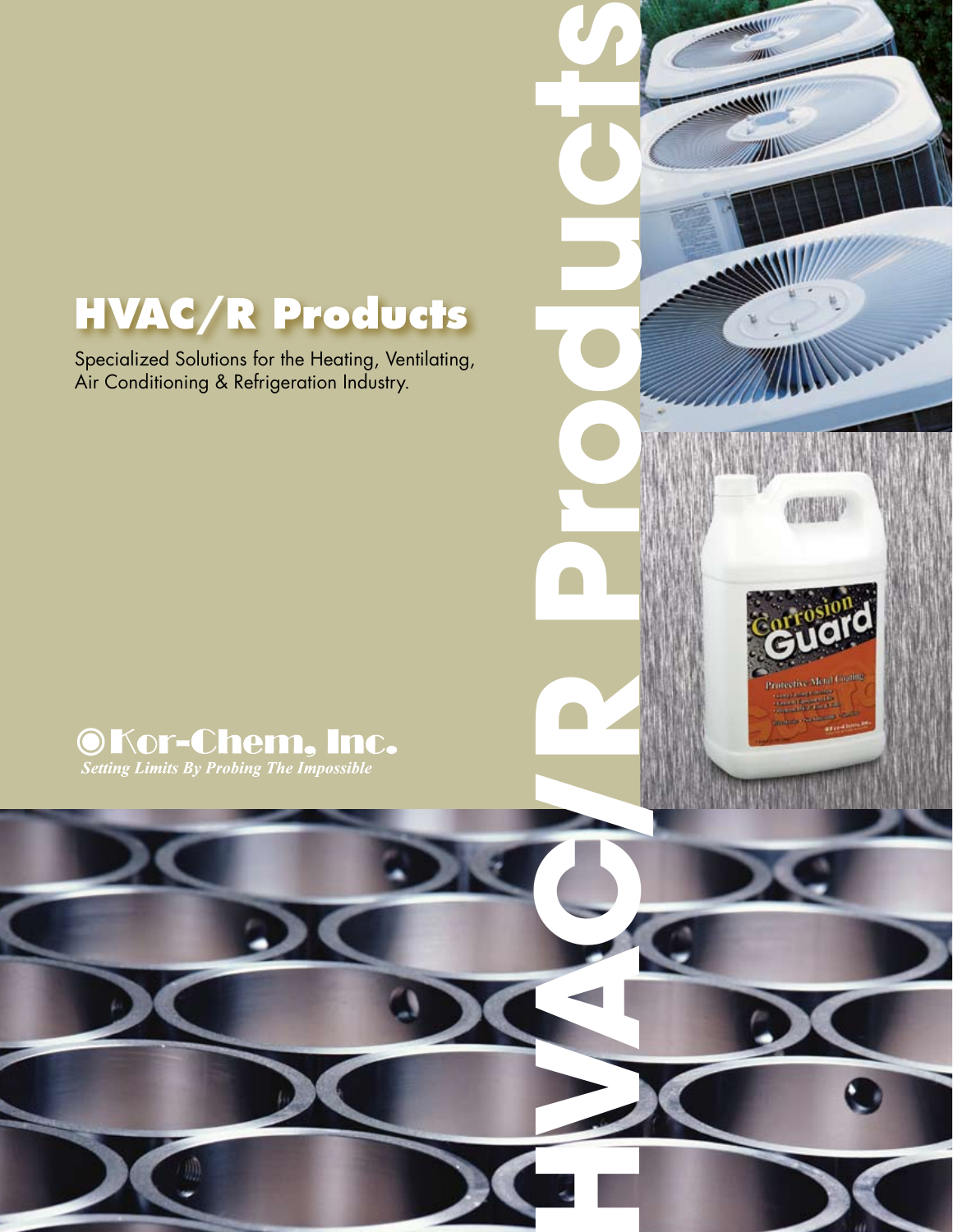# HVAC/R Products

Specialized Solutions for the Heating, Ventilating, Air Conditioning & Refrigeration Industry.

Kor-Chem, Inc.

*Setting Limits By Probing The Impossible*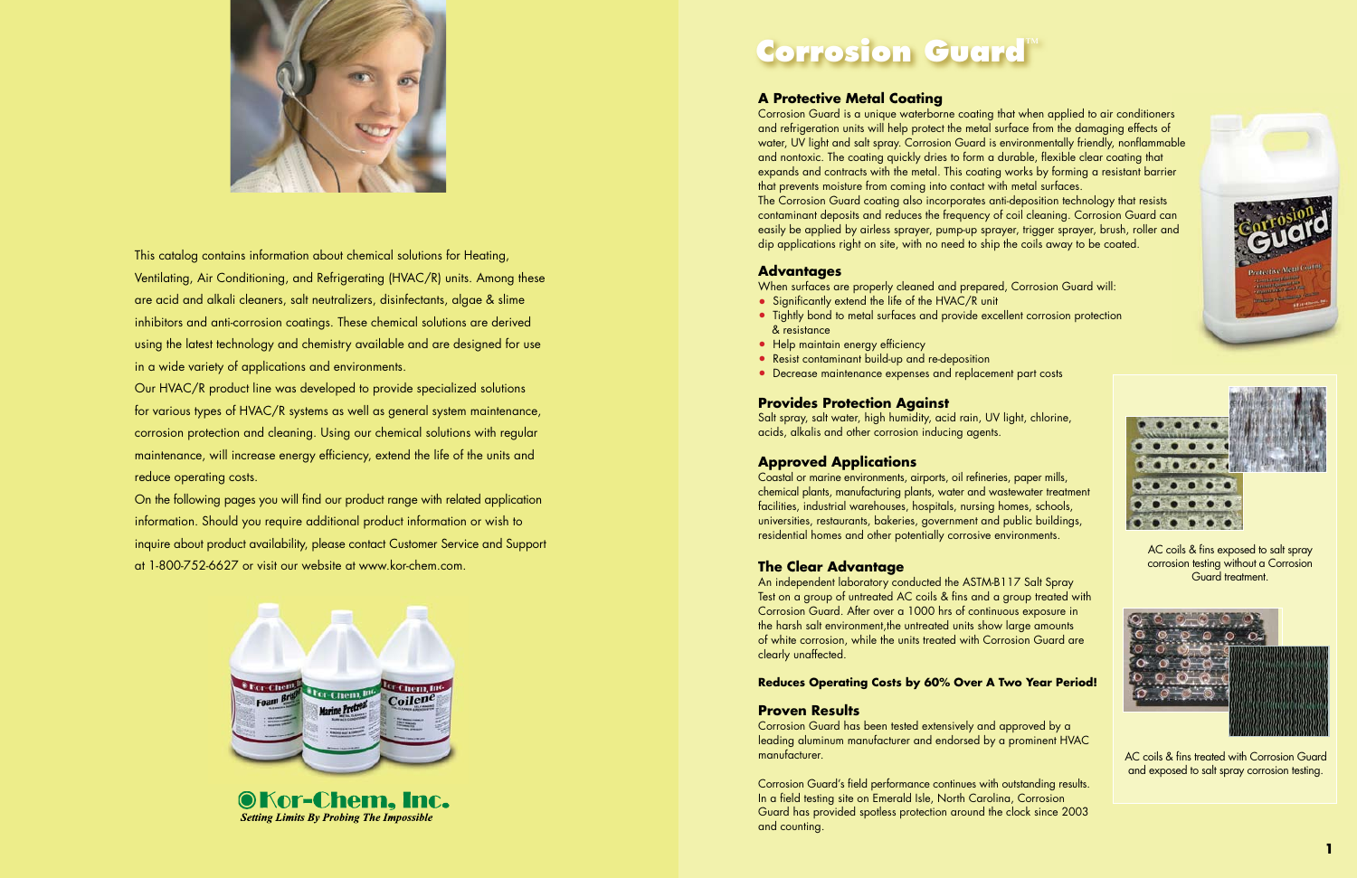This catalog contains information about chemical solutions for Heating, Ventilating, Air Conditioning, and Refrigerating (HVAC/R) units. Among these are acid and alkali cleaners, salt neutralizers, disinfectants, algae & slime inhibitors and anti-corrosion coatings. These chemical solutions are derived using the latest technology and chemistry available and are designed for use in a wide variety of applications and environments.

Our HVAC/R product line was developed to provide specialized solutions for various types of HVAC/R systems as well as general system maintenance, corrosion protection and cleaning. Using our chemical solutions with regular maintenance, will increase energy efficiency, extend the life of the units and reduce operating costs.

On the following pages you will find our product range with related application information. Should you require additional product information or wish to inquire about product availability, please contact Customer Service and Support at 1-800-752-6627 or visit our website at www.kor-chem.com.

**Kor-Chem, Inc.**

*Setting Limits By Probing The Impossible*

# Corrosion Guard™

## A Protective Metal Coating

Corrosion Guard is a unique waterborne coating that when applied to air conditioners and refrigeration units will help protect the metal surface from the damaging effects of water, UV light and salt spray. Corrosion Guard is environmentally friendly, nonflammable and nontoxic. The coating quickly dries to form a durable, flexible clear coating that expands and contracts with the metal. This coating works by forming a resistant barrier that prevents moisture from coming into contact with metal surfaces.

The Corrosion Guard coating also incorporates anti-deposition technology that resists contaminant deposits and reduces the frequency of coil cleaning. Corrosion Guard can easily be applied by airless sprayer, pump-up sprayer, trigger sprayer, brush, roller and dip applications right on site, with no need to ship the coils away to be coated.

## Advantages

When surfaces are properly cleaned and prepared, Corrosion Guard will:

- Significantly extend the life of the HVAC/R unit
- Tightly bond to metal surfaces and provide excellent corrosion protection & resistance
- Help maintain energy efficiency
- Resist contaminant build-up and re-deposition
- Decrease maintenance expenses and replacement part costs

## Provides Protection Against

Salt spray, salt water, high humidity, acid rain, UV light, chlorine, acids, alkalis and other corrosion inducing agents.

## Approved Applications

Coastal or marine environments, airports, oil refineries, paper mills, chemical plants, manufacturing plants, water and wastewater treatment facilities, industrial warehouses, hospitals, nursing homes, schools, universities, restaurants, bakeries, government and public buildings, residential homes and other potentially corrosive environments.

## The Clear Advantage

An independent laboratory conducted the ASTM-B117 Salt Spray Test on a group of untreated AC coils & fins and a group treated with Corrosion Guard. After over a 1000 hrs of continuous exposure in the harsh salt environment,the untreated units show large amounts of white corrosion, while the units treated with Corrosion Guard are clearly unaffected.

**Reduces Operating Costs by 60% Over A Two Year Period!**

## Proven Results

Corrosion Guard has been tested extensively and approved by a leading aluminum manufacturer and endorsed by a prominent HVAC manufacturer.

Corrosion Guard's field performance continues with outstanding results. In a field testing site on Emerald Isle, North Carolina, Corrosion Guard has provided spotless protection around the clock since 2003 and counting.

AC coils & fins exposed to salt spray corrosion testing without a Corrosion Guard treatment.

AC coils & fins treated with Corrosion Guard and exposed to salt spray corrosion testing.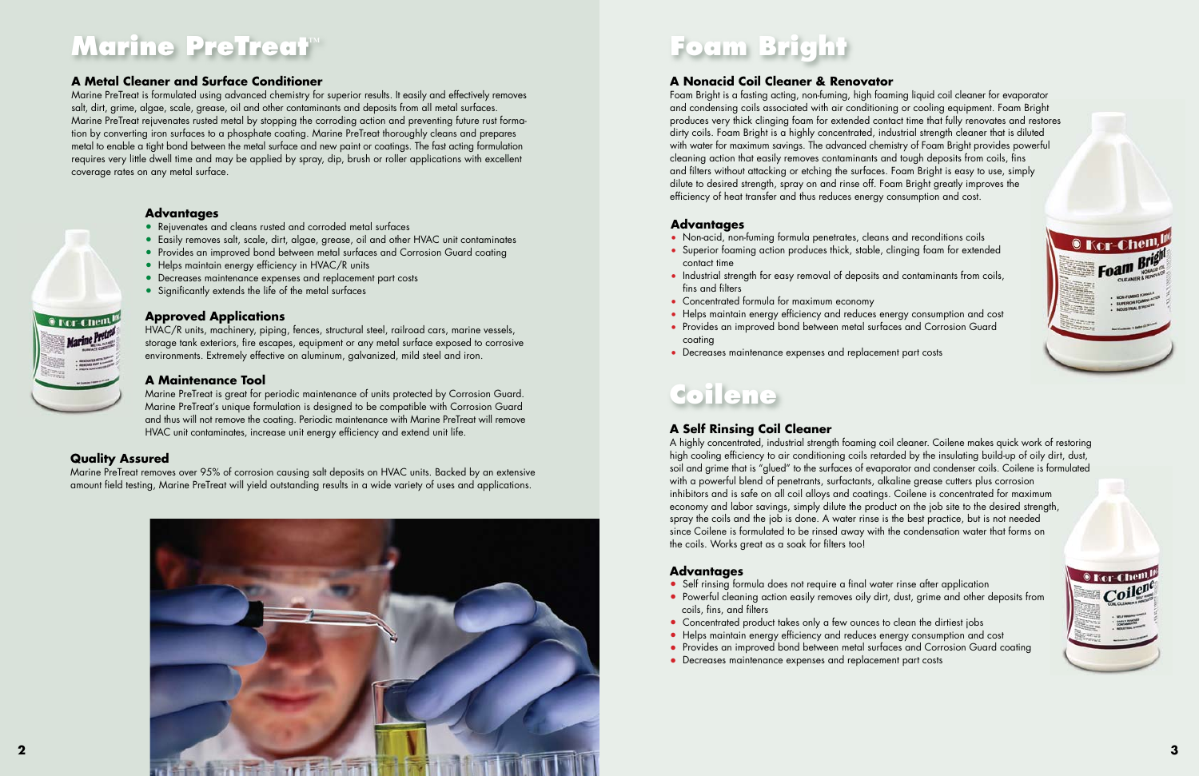# Marine PreTreat™

### A Metal Cleaner and Surface Conditioner

Marine PreTreat is formulated using advanced chemistry for superior results. It easily and effectively removes salt, dirt, grime, algae, scale, grease, oil and other contaminants and deposits from all metal surfaces. Marine PreTreat rejuvenates rusted metal by stopping the corroding action and preventing future rust formation by converting iron surfaces to a phosphate coating. Marine PreTreat thoroughly cleans and prepares metal to enable a tight bond between the metal surface and new paint or coatings. The fast acting formulation requires very little dwell time and may be applied by spray, dip, brush or roller applications with excellent coverage rates on any metal surface.

### Advantages

- Rejuvenates and cleans rusted and corroded metal surfaces
- Easily removes salt, scale, dirt, algae, grease, oil and other HVAC unit contaminates
- Provides an improved bond between metal surfaces and Corrosion Guard coating
- Helps maintain energy efficiency in HVAC/R units
- Decreases maintenance expenses and replacement part costs
- Significantly extends the life of the metal surfaces

### Approved Applications

HVAC/R units, machinery, piping, fences, structural steel, railroad cars, marine vessels, storage tank exteriors, fire escapes, equipment or any metal surface exposed to corrosive environments. Extremely effective on aluminum, galvanized, mild steel and iron.

### A Maintenance Tool

Marine PreTreat is great for periodic maintenance of units protected by Corrosion Guard. Marine PreTreat's unique formulation is designed to be compatible with Corrosion Guard and thus will not remove the coating. Periodic maintenance with Marine PreTreat will remove HVAC unit contaminates, increase unit energy efficiency and extend unit life.

### Quality Assured

Marine PreTreat removes over 95% of corrosion causing salt deposits on HVAC units. Backed by an extensive amount field testing, Marine PreTreat will yield outstanding results in a wide variety of uses and applications.

# Foam Bright

### A Nonacid Coil Cleaner & Renovator

Foam Bright is a fasting acting, non-fuming, high foaming liquid coil cleaner for evaporator and condensing coils associated with air conditioning or cooling equipment. Foam Bright produces very thick clinging foam for extended contact time that fully renovates and restores dirty coils. Foam Bright is a highly concentrated, industrial strength cleaner that is diluted with water for maximum savings. The advanced chemistry of Foam Bright provides powerful cleaning action that easily removes contaminants and tough deposits from coils, fins and filters without attacking or etching the surfaces. Foam Bright is easy to use, simply dilute to desired strength, spray on and rinse off. Foam Bright greatly improves the efficiency of heat transfer and thus reduces energy consumption and cost.

### Advantages

- Non-acid, non-fuming formula penetrates, cleans and reconditions coils
- Superior foaming action produces thick, stable, clinging foam for extended contact time
- Industrial strength for easy removal of deposits and contaminants from coils, fins and filters
- Concentrated formula for maximum economy
- Helps maintain energy efficiency and reduces energy consumption and cost
- Provides an improved bond between metal surfaces and Corrosion Guard coating
- Decreases maintenance expenses and replacement part costs

# Coilene

### A Self Rinsing Coil Cleaner

A highly concentrated, industrial strength foaming coil cleaner. Coilene makes quick work of restoring high cooling efficiency to air conditioning coils retarded by the insulating build-up of oily dirt, dust, soil and grime that is "glued" to the surfaces of evaporator and condenser coils. Coilene is formulated with a powerful blend of penetrants, surfactants, alkaline grease cutters plus corrosion inhibitors and is safe on all coil alloys and coatings. Coilene is concentrated for maximum economy and labor savings, simply dilute the product on the job site to the desired strength, spray the coils and the job is done. A water rinse is the best practice, but is not needed since Coilene is formulated to be rinsed away with the condensation water that forms on the coils. Works great as a soak for filters too!

### Advantages

- Self rinsing formula does not require a final water rinse after application
- Powerful cleaning action easily removes oily dirt, dust, grime and other deposits from coils, fins, and filters
- Concentrated product takes only a few ounces to clean the dirtiest jobs
- Helps maintain energy efficiency and reduces energy consumption and cost
- Provides an improved bond between metal surfaces and Corrosion Guard coating
- Decreases maintenance expenses and replacement part costs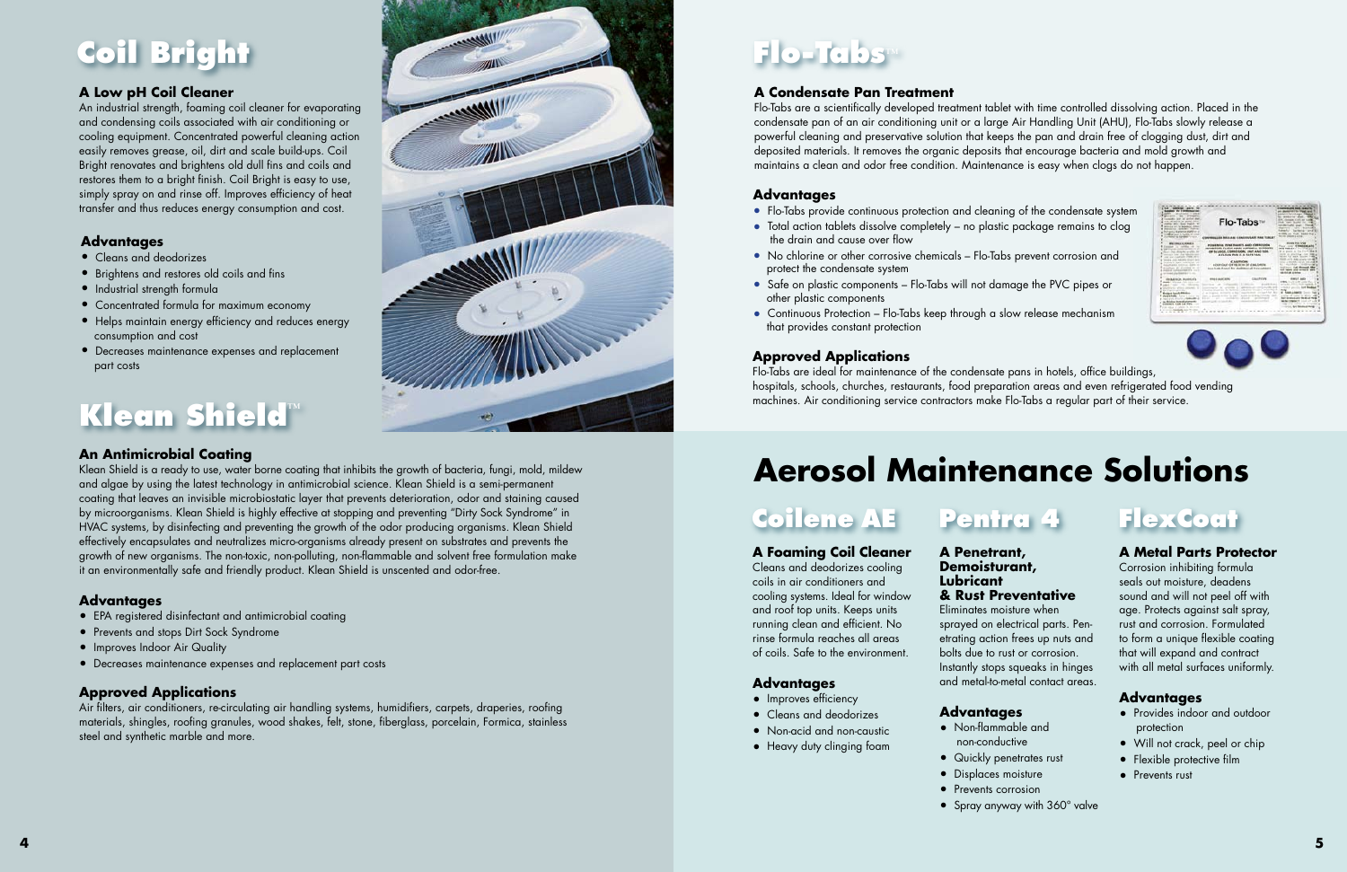# Coil Bright

### A Low pH Coil Cleaner

An industrial strength, foaming coil cleaner for evaporating and condensing coils associated with air conditioning or cooling equipment. Concentrated powerful cleaning action easily removes grease, oil, dirt and scale build-ups. Coil Bright renovates and brightens old dull fins and coils and restores them to a bright finish. Coil Bright is easy to use, simply spray on and rinse off. Improves efficiency of heat transfer and thus reduces energy consumption and cost.

### Advantages

- Cleans and deodorizes
- Brightens and restores old coils and fins
- Industrial strength formula
- Concentrated formula for maximum economy
- Helps maintain energy efficiency and reduces energy consumption and cost
- Decreases maintenance expenses and replacement part costs

# Klean Shield™

### An Antimicrobial Coating

Klean Shield is a ready to use, water borne coating that inhibits the growth of bacteria, fungi, mold, mildew and algae by using the latest technology in antimicrobial science. Klean Shield is a semi-permanent coating that leaves an invisible microbiostatic layer that prevents deterioration, odor and staining caused by microorganisms. Klean Shield is highly effective at stopping and preventing "Dirty Sock Syndrome" in HVAC systems, by disinfecting and preventing the growth of the odor producing organisms. Klean Shield effectively encapsulates and neutralizes micro-organisms already present on substrates and prevents the growth of new organisms. The non-toxic, non-polluting, non-flammable and solvent free formulation make it an environmentally safe and friendly product. Klean Shield is unscented and odor-free.

### Advantages

- EPA registered disinfectant and antimicrobial coating
- Prevents and stops Dirt Sock Syndrome
- Improves Indoor Air Quality
- Decreases maintenance expenses and replacement part costs

### Approved Applications

Air filters, air conditioners, re-circulating air handling systems, humidifiers, carpets, draperies, roofing materials, shingles, roofing granules, wood shakes, felt, stone, fiberglass, porcelain, Formica, stainless steel and synthetic marble and more.

# Flo-Tabs™

### A Condensate Pan Treatment

Flo-Tabs are a scientifically developed treatment tablet with time controlled dissolving action. Placed in the condensate pan of an air conditioning unit or a large Air Handling Unit (AHU), Flo-Tabs slowly release a powerful cleaning and preservative solution that keeps the pan and drain free of clogging dust, dirt and deposited materials. It removes the organic deposits that encourage bacteria and mold growth and maintains a clean and odor free condition. Maintenance is easy when clogs do not happen.

### Advantages

- Flo-Tabs provide continuous protection and cleaning of the condensate system
- Total action tablets dissolve completely – no plastic package remains to clog the drain and cause over flow
- No chlorine or other corrosive chemicals – Flo-Tabs prevent corrosion and protect the condensate system
- Safe on plastic components – Flo-Tabs will not damage the PVC pipes or other plastic components
- Continuous Protection – Flo-Tabs keep through a slow release mechanism that provides constant protection

### Approved Applications

Flo-Tabs are ideal for maintenance of the condensate pans in hotels, office buildings, hospitals, schools, churches, restaurants, food preparation areas and even refrigerated food vending machines. Air conditioning service contractors make Flo-Tabs a regular part of their service.

# Aerosol Maintenance Solutions

## Coilene AE

### A Foaming Coil Cleaner

Cleans and deodorizes cooling coils in air conditioners and cooling systems. Ideal for window and roof top units. Keeps units running clean and efficient. No rinse formula reaches all areas of coils. Safe to the environment.

### Advantages

- Improves efficiency
- Cleans and deodorizes
- Non-acid and non-caustic
- Heavy duty clinging foam

## Pentra 4

### A Penetrant, Demoisturant, Lubricant & Rust Preventative

Eliminates moisture when sprayed on electrical parts. Penetrating action frees up nuts and bolts due to rust or corrosion. Instantly stops squeaks in hinges and metal-to-metal contact areas.

### Advantages

- Non-flammable and non-conductive
- Quickly penetrates rust
- Displaces moisture
- Prevents corrosion
- Spray anyway with 360° valve

## FlexCoat

### A Metal Parts Protector

Corrosion inhibiting formula seals out moisture, deadens sound and will not peel off with age. Protects against salt spray, rust and corrosion. Formulated to form a unique flexible coating that will expand and contract with all metal surfaces uniformly.

### Advantages

- Provides indoor and outdoor protection
- Will not crack, peel or chip
- Flexible protective film
- Prevents rust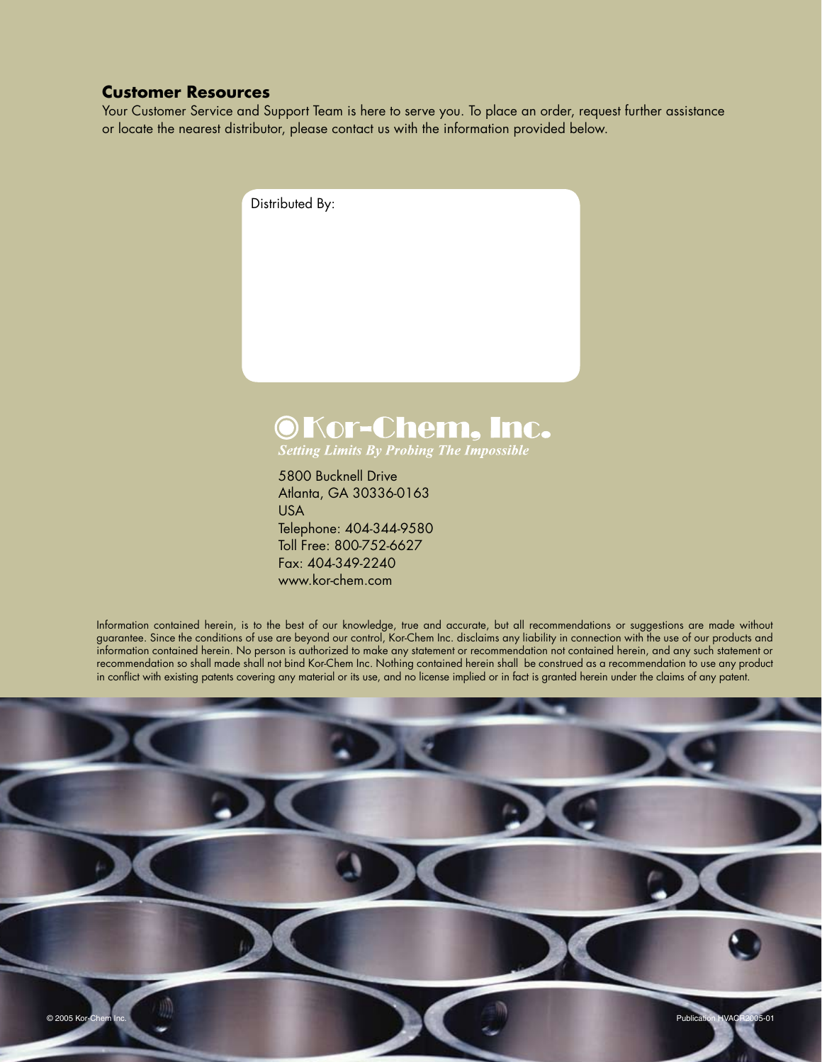## Customer Resources

Your Customer Service and Support Team is here to serve you. To place an order, request further assistance or locate the nearest distributor, please contact us with the information provided below.

Distributed By:

**Kor-Chem, Inc.**

*Setting Limits By Probing The Impossible*

5800 Bucknell Drive
Atlanta, GA 30336-0163
USA
Telephone: 404-344-9580
Toll Free: 800-752-6627
Fax: 404-349-2240
www.kor-chem.com

Information contained herein, is to the best of our knowledge, true and accurate, but all recommendations or suggestions are made without guarantee. Since the conditions of use are beyond our control, Kor-Chem Inc. disclaims any liability in connection with the use of our products and information contained herein. No person is authorized to make any statement or recommendation not contained herein, and any such statement or recommendation so shall made shall not bind Kor-Chem Inc. Nothing contained herein shall be construed as a recommendation to use any product in conflict with existing patents covering any material or its use, and no license implied or in fact is granted herein under the claims of any patent.

© 2005 Kor-Chem Inc.

Publication HVACR2005-01